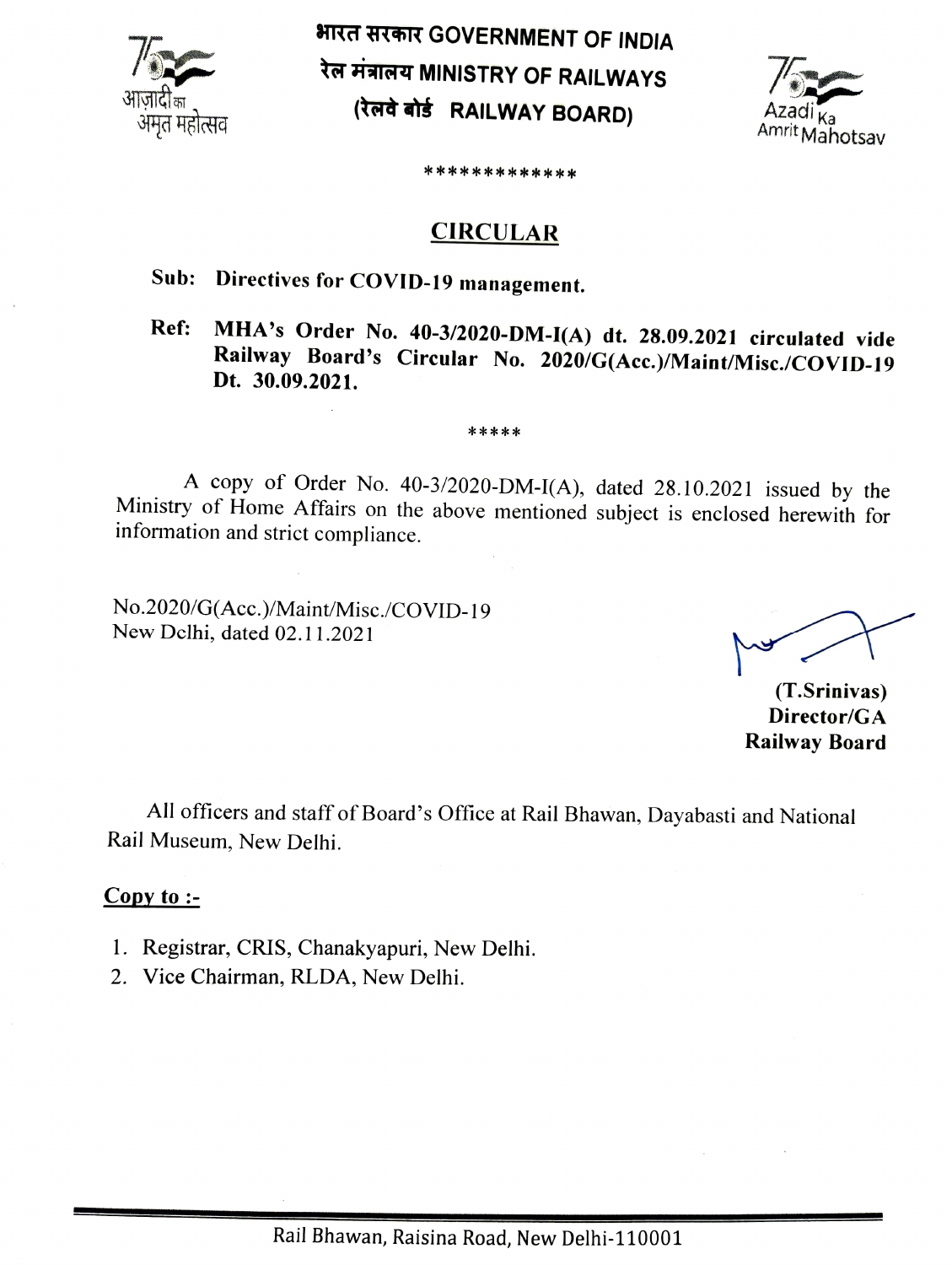भारत सरकार GOVERNMENT OF INDIA
रेल मंत्रालय MINISTRY OF RAILWAYS
(रेलवे बोर्ड RAILWAY BOARD)

आज़ादी का अमृत महोत्सव

Azadi Ka Amrit Mahotsav

*************

## CIRCULAR

**Sub: Directives for COVID-19 management.**

**Ref: MHA's Order No. 40-3/2020-DM-I(A) dt. 28.09.2021 circulated vide Railway Board's Circular No. 2020/G(Acc.)/Maint/Misc./COVID-19 Dt. 30.09.2021.**

*****

A copy of Order No. 40-3/2020-DM-I(A), dated 28.10.2021 issued by the Ministry of Home Affairs on the above mentioned subject is enclosed herewith for information and strict compliance.

No.2020/G(Acc.)/Maint/Misc./COVID-19
New Delhi, dated 02.11.2021

**(T.Srinivas)**
**Director/GA**
**Railway Board**

All officers and staff of Board's Office at Rail Bhawan, Dayabasti and National Rail Museum, New Delhi.

**Copy to :-**

1. Registrar, CRIS, Chanakyapuri, New Delhi.
2. Vice Chairman, RLDA, New Delhi.

Rail Bhawan, Raisina Road, New Delhi-110001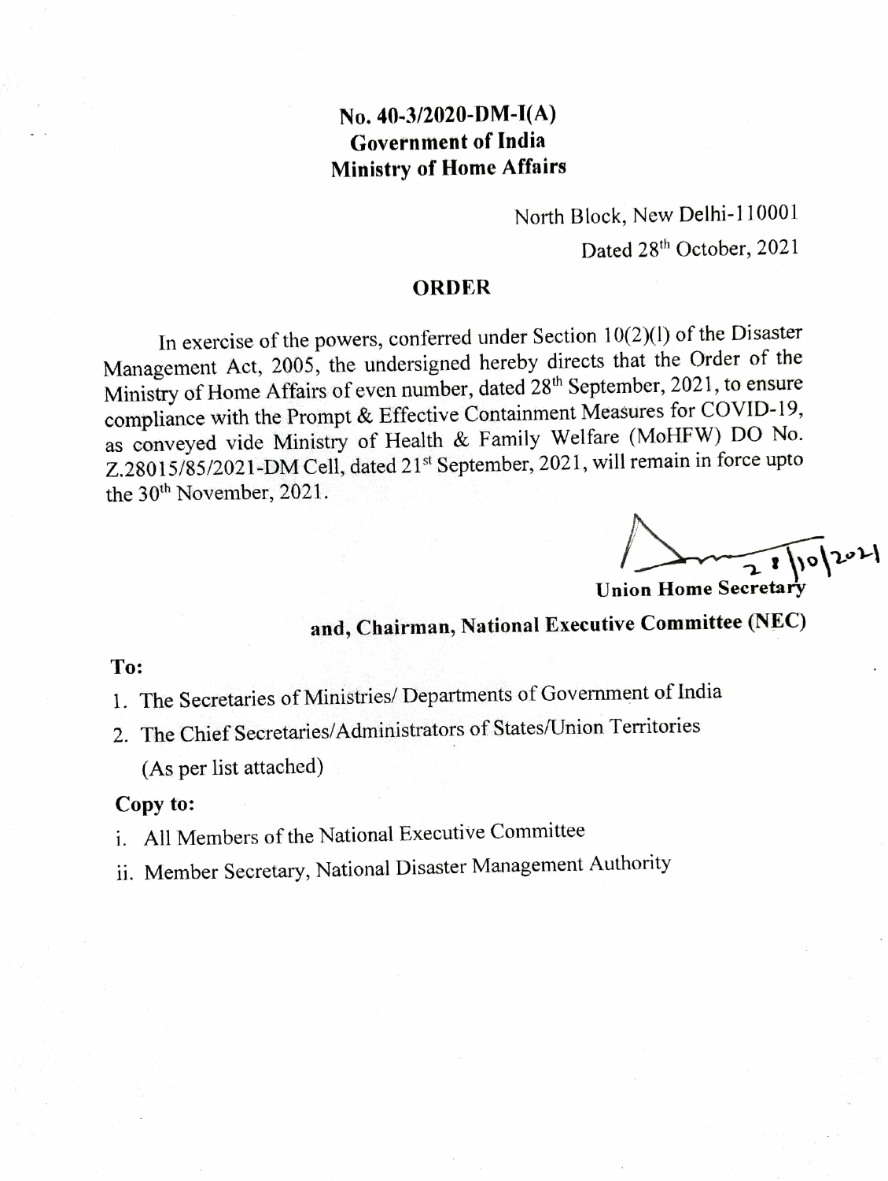**No. 40-3/2020-DM-I(A)**
**Government of India**
**Ministry of Home Affairs**

North Block, New Delhi-110001

Dated 28th October, 2021

## ORDER

In exercise of the powers, conferred under Section 10(2)(l) of the Disaster Management Act, 2005, the undersigned hereby directs that the Order of the Ministry of Home Affairs of even number, dated 28th September, 2021, to ensure compliance with the Prompt & Effective Containment Measures for COVID-19, as conveyed vide Ministry of Health & Family Welfare (MoHFW) DO No. Z.28015/85/2021-DM Cell, dated 21st September, 2021, will remain in force upto the 30th November, 2021.

28/10/2021

**Union Home Secretary**

**and, Chairman, National Executive Committee (NEC)**

**To:**

1. The Secretaries of Ministries/ Departments of Government of India
2. The Chief Secretaries/Administrators of States/Union Territories

   (As per list attached)

**Copy to:**

i. All Members of the National Executive Committee

ii. Member Secretary, National Disaster Management Authority